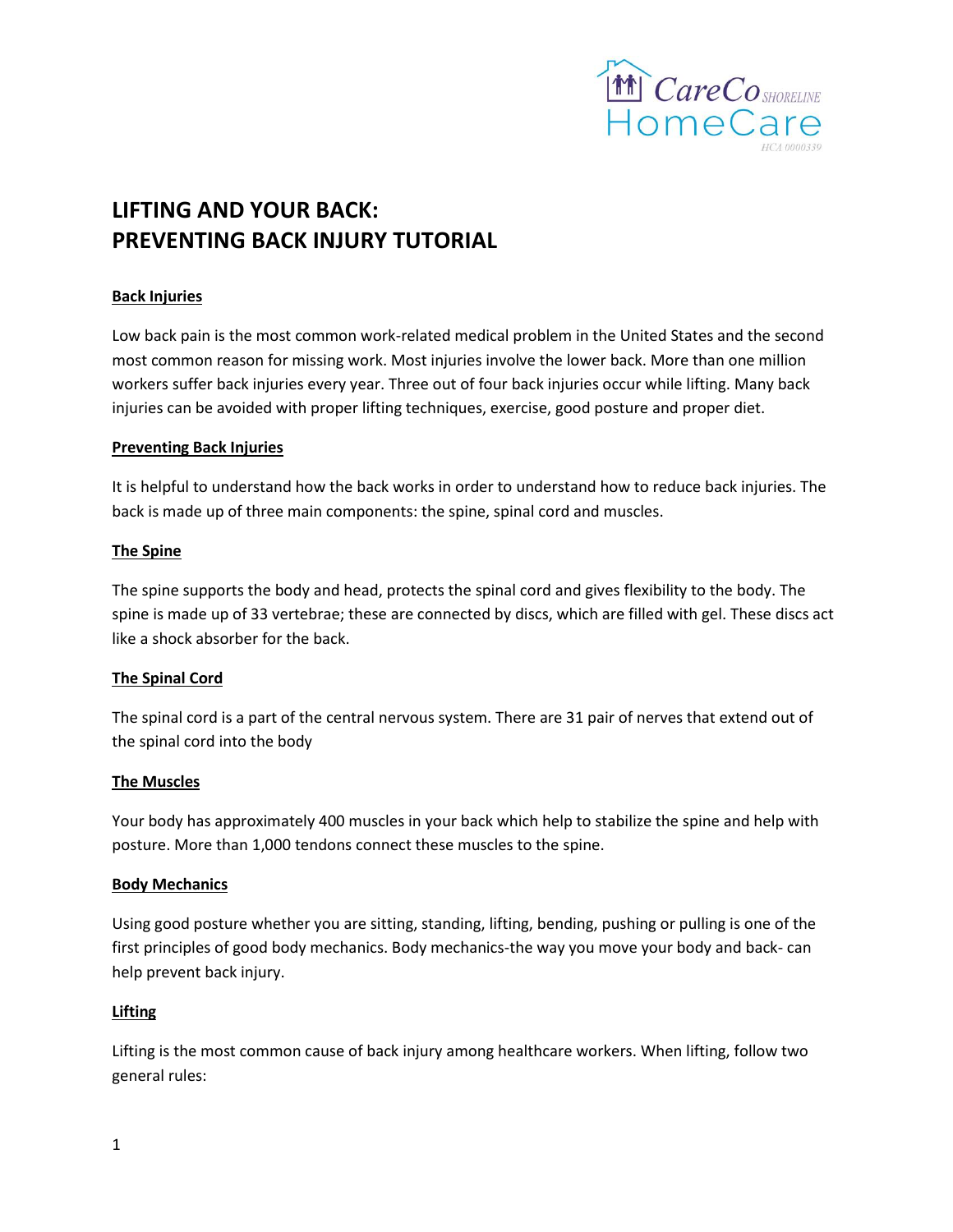# LIFTING AND YOUR BACK: PREVENTING BACK INJURY TUTORIAL

## Back Injuries

Low back pain is the most common work-related medical problem in the United States and the second most common reason for missing work. Most injuries involve the lower back. More than one million workers suffer back injuries every year. Three out of four back injuries occur while lifting. Many back injuries can be avoided with proper lifting techniques, exercise, good posture and proper diet.

## Preventing Back Injuries

It is helpful to understand how the back works in order to understand how to reduce back injuries. The back is made up of three main components: the spine, spinal cord and muscles.

## The Spine

The spine supports the body and head, protects the spinal cord and gives flexibility to the body. The spine is made up of 33 vertebrae; these are connected by discs, which are filled with gel. These discs act like a shock absorber for the back.

## The Spinal Cord

The spinal cord is a part of the central nervous system. There are 31 pair of nerves that extend out of the spinal cord into the body

## The Muscles

Your body has approximately 400 muscles in your back which help to stabilize the spine and help with posture. More than 1,000 tendons connect these muscles to the spine.

## Body Mechanics

Using good posture whether you are sitting, standing, lifting, bending, pushing or pulling is one of the first principles of good body mechanics. Body mechanics-the way you move your body and back- can help prevent back injury.

## Lifting

Lifting is the most common cause of back injury among healthcare workers. When lifting, follow two general rules: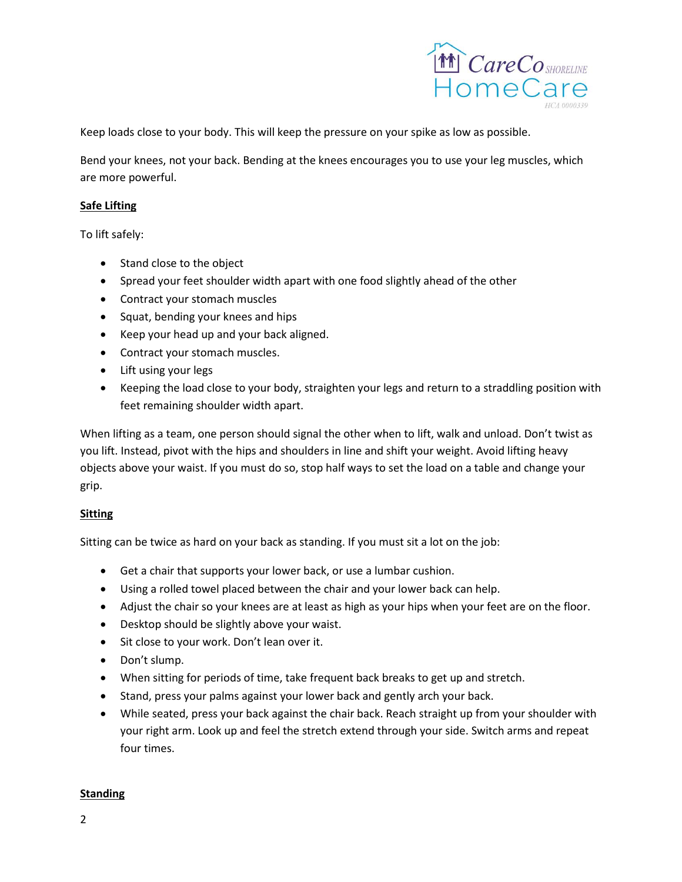Keep loads close to your body. This will keep the pressure on your spike as low as possible.

Bend your knees, not your back. Bending at the knees encourages you to use your leg muscles, which are more powerful.

**Safe Lifting**

To lift safely:

- Stand close to the object
- Spread your feet shoulder width apart with one food slightly ahead of the other
- Contract your stomach muscles
- Squat, bending your knees and hips
- Keep your head up and your back aligned.
- Contract your stomach muscles.
- Lift using your legs
- Keeping the load close to your body, straighten your legs and return to a straddling position with feet remaining shoulder width apart.

When lifting as a team, one person should signal the other when to lift, walk and unload. Don't twist as you lift. Instead, pivot with the hips and shoulders in line and shift your weight. Avoid lifting heavy objects above your waist. If you must do so, stop half ways to set the load on a table and change your grip.

**Sitting**

Sitting can be twice as hard on your back as standing. If you must sit a lot on the job:

- Get a chair that supports your lower back, or use a lumbar cushion.
- Using a rolled towel placed between the chair and your lower back can help.
- Adjust the chair so your knees are at least as high as your hips when your feet are on the floor.
- Desktop should be slightly above your waist.
- Sit close to your work. Don't lean over it.
- Don't slump.
- When sitting for periods of time, take frequent back breaks to get up and stretch.
- Stand, press your palms against your lower back and gently arch your back.
- While seated, press your back against the chair back. Reach straight up from your shoulder with your right arm. Look up and feel the stretch extend through your side. Switch arms and repeat four times.

**Standing**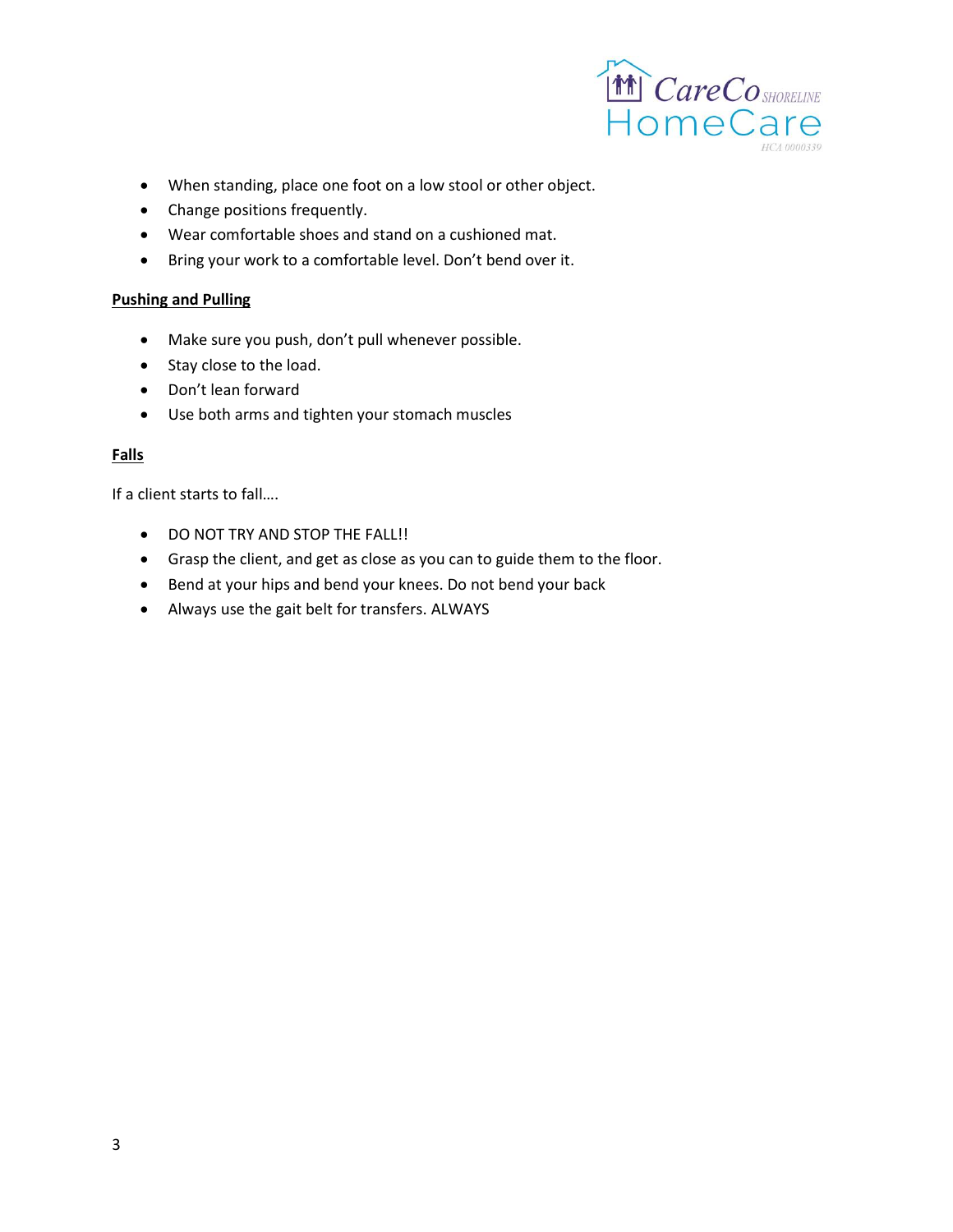- When standing, place one foot on a low stool or other object.
- Change positions frequently.
- Wear comfortable shoes and stand on a cushioned mat.
- Bring your work to a comfortable level. Don't bend over it.

**Pushing and Pulling**

- Make sure you push, don't pull whenever possible.
- Stay close to the load.
- Don't lean forward
- Use both arms and tighten your stomach muscles

**Falls**

If a client starts to fall….

- DO NOT TRY AND STOP THE FALL!!
- Grasp the client, and get as close as you can to guide them to the floor.
- Bend at your hips and bend your knees. Do not bend your back
- Always use the gait belt for transfers. ALWAYS